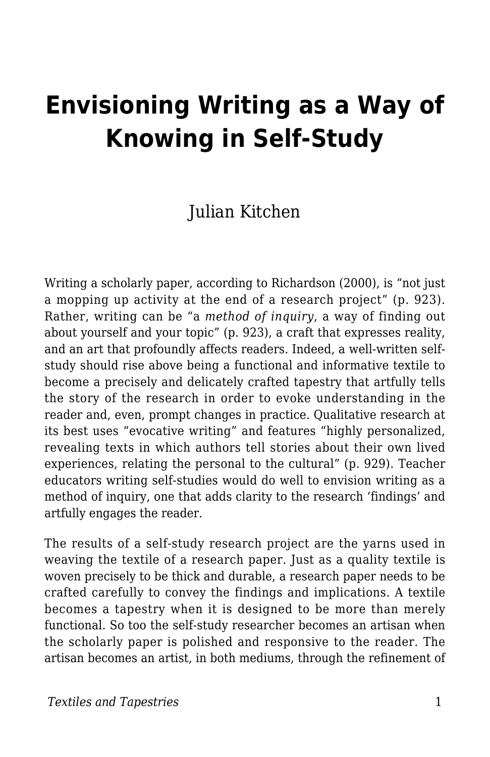# Envisioning Writing as a Way of Knowing in Self-Study

Julian Kitchen

Writing a scholarly paper, according to Richardson (2000), is “not just a mopping up activity at the end of a research project” (p. 923). Rather, writing can be “a *method of inquiry*, a way of finding out about yourself and your topic” (p. 923), a craft that expresses reality, and an art that profoundly affects readers. Indeed, a well-written self-study should rise above being a functional and informative textile to become a precisely and delicately crafted tapestry that artfully tells the story of the research in order to evoke understanding in the reader and, even, prompt changes in practice. Qualitative research at its best uses “evocative writing” and features “highly personalized, revealing texts in which authors tell stories about their own lived experiences, relating the personal to the cultural” (p. 929). Teacher educators writing self-studies would do well to envision writing as a method of inquiry, one that adds clarity to the research ‘findings’ and artfully engages the reader.

The results of a self-study research project are the yarns used in weaving the textile of a research paper. Just as a quality textile is woven precisely to be thick and durable, a research paper needs to be crafted carefully to convey the findings and implications. A textile becomes a tapestry when it is designed to be more than merely functional. So too the self-study researcher becomes an artisan when the scholarly paper is polished and responsive to the reader. The artisan becomes an artist, in both mediums, through the refinement of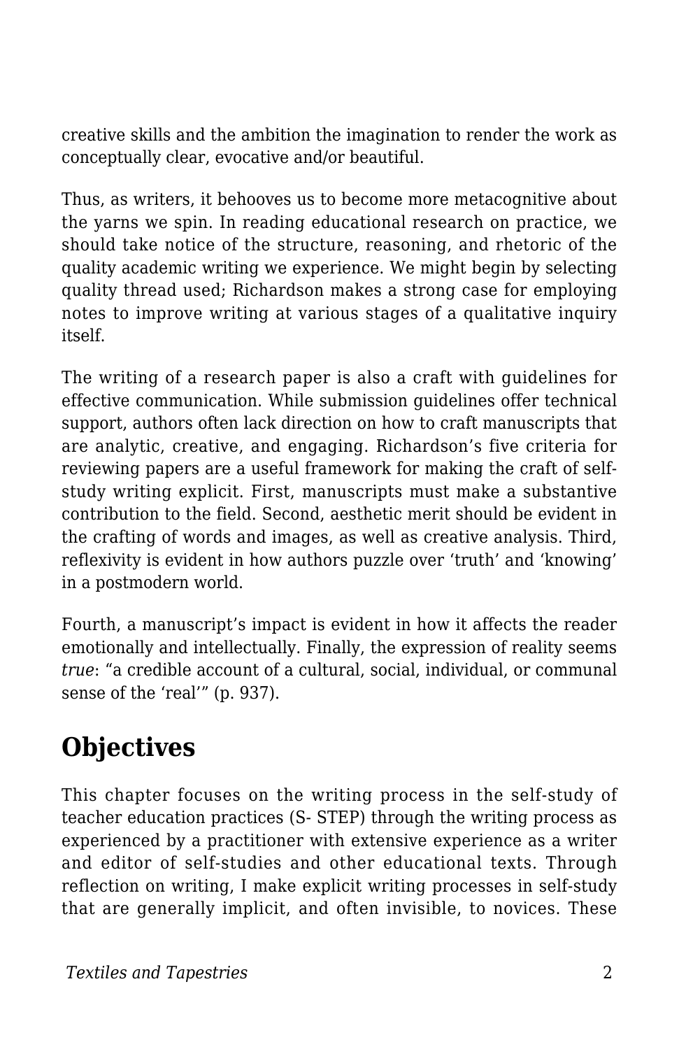creative skills and the ambition the imagination to render the work as conceptually clear, evocative and/or beautiful.

Thus, as writers, it behooves us to become more metacognitive about the yarns we spin. In reading educational research on practice, we should take notice of the structure, reasoning, and rhetoric of the quality academic writing we experience. We might begin by selecting quality thread used; Richardson makes a strong case for employing notes to improve writing at various stages of a qualitative inquiry itself.

The writing of a research paper is also a craft with guidelines for effective communication. While submission guidelines offer technical support, authors often lack direction on how to craft manuscripts that are analytic, creative, and engaging. Richardson's five criteria for reviewing papers are a useful framework for making the craft of self-study writing explicit. First, manuscripts must make a substantive contribution to the field. Second, aesthetic merit should be evident in the crafting of words and images, as well as creative analysis. Third, reflexivity is evident in how authors puzzle over 'truth' and 'knowing' in a postmodern world.

Fourth, a manuscript's impact is evident in how it affects the reader emotionally and intellectually. Finally, the expression of reality seems *true*: "a credible account of a cultural, social, individual, or communal sense of the 'real'" (p. 937).

## Objectives

This chapter focuses on the writing process in the self-study of teacher education practices (S- STEP) through the writing process as experienced by a practitioner with extensive experience as a writer and editor of self-studies and other educational texts. Through reflection on writing, I make explicit writing processes in self-study that are generally implicit, and often invisible, to novices. These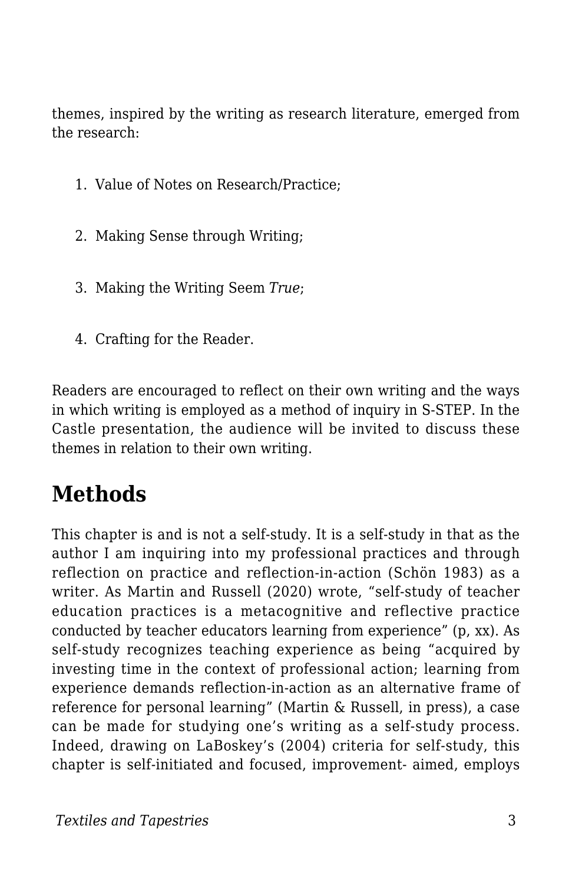themes, inspired by the writing as research literature, emerged from the research:

1. Value of Notes on Research/Practice;
2. Making Sense through Writing;
3. Making the Writing Seem *True*;
4. Crafting for the Reader.

Readers are encouraged to reflect on their own writing and the ways in which writing is employed as a method of inquiry in S-STEP. In the Castle presentation, the audience will be invited to discuss these themes in relation to their own writing.

## Methods

This chapter is and is not a self-study. It is a self-study in that as the author I am inquiring into my professional practices and through reflection on practice and reflection-in-action (Schön 1983) as a writer. As Martin and Russell (2020) wrote, "self-study of teacher education practices is a metacognitive and reflective practice conducted by teacher educators learning from experience" (p, xx). As self-study recognizes teaching experience as being "acquired by investing time in the context of professional action; learning from experience demands reflection-in-action as an alternative frame of reference for personal learning" (Martin & Russell, in press), a case can be made for studying one's writing as a self-study process. Indeed, drawing on LaBoskey's (2004) criteria for self-study, this chapter is self-initiated and focused, improvement- aimed, employs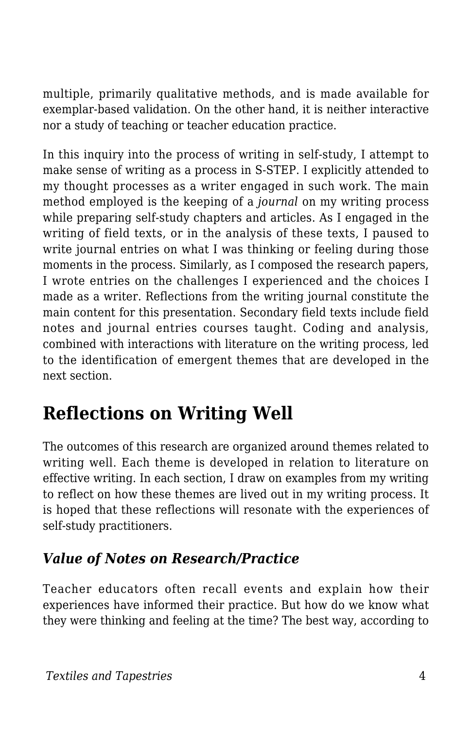multiple, primarily qualitative methods, and is made available for exemplar-based validation. On the other hand, it is neither interactive nor a study of teaching or teacher education practice.

In this inquiry into the process of writing in self-study, I attempt to make sense of writing as a process in S-STEP. I explicitly attended to my thought processes as a writer engaged in such work. The main method employed is the keeping of a *journal* on my writing process while preparing self-study chapters and articles. As I engaged in the writing of field texts, or in the analysis of these texts, I paused to write journal entries on what I was thinking or feeling during those moments in the process. Similarly, as I composed the research papers, I wrote entries on the challenges I experienced and the choices I made as a writer. Reflections from the writing journal constitute the main content for this presentation. Secondary field texts include field notes and journal entries courses taught. Coding and analysis, combined with interactions with literature on the writing process, led to the identification of emergent themes that are developed in the next section.

## Reflections on Writing Well

The outcomes of this research are organized around themes related to writing well. Each theme is developed in relation to literature on effective writing. In each section, I draw on examples from my writing to reflect on how these themes are lived out in my writing process. It is hoped that these reflections will resonate with the experiences of self-study practitioners.

### *Value of Notes on Research/Practice*

Teacher educators often recall events and explain how their experiences have informed their practice. But how do we know what they were thinking and feeling at the time? The best way, according to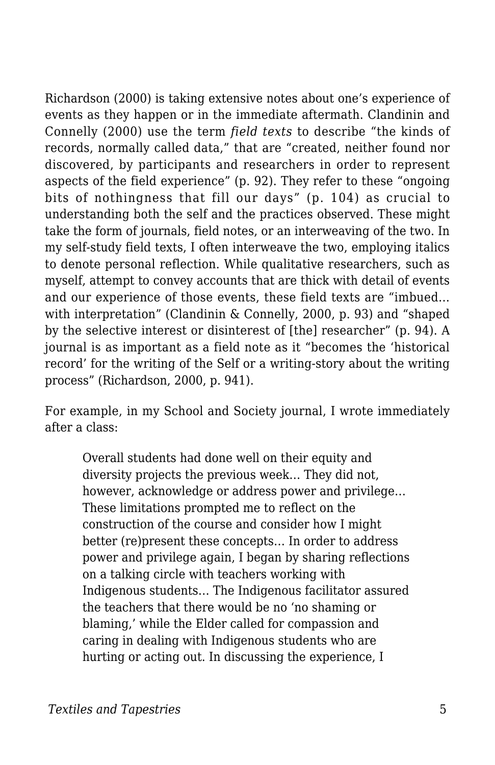Richardson (2000) is taking extensive notes about one's experience of events as they happen or in the immediate aftermath. Clandinin and Connelly (2000) use the term *field texts* to describe "the kinds of records, normally called data," that are "created, neither found nor discovered, by participants and researchers in order to represent aspects of the field experience" (p. 92). They refer to these "ongoing bits of nothingness that fill our days" (p. 104) as crucial to understanding both the self and the practices observed. These might take the form of journals, field notes, or an interweaving of the two. In my self-study field texts, I often interweave the two, employing italics to denote personal reflection. While qualitative researchers, such as myself, attempt to convey accounts that are thick with detail of events and our experience of those events, these field texts are "imbued… with interpretation" (Clandinin & Connelly, 2000, p. 93) and "shaped by the selective interest or disinterest of [the] researcher" (p. 94). A journal is as important as a field note as it "becomes the 'historical record' for the writing of the Self or a writing-story about the writing process" (Richardson, 2000, p. 941).

For example, in my School and Society journal, I wrote immediately after a class:

> Overall students had done well on their equity and diversity projects the previous week… They did not, however, acknowledge or address power and privilege… These limitations prompted me to reflect on the construction of the course and consider how I might better (re)present these concepts… In order to address power and privilege again, I began by sharing reflections on a talking circle with teachers working with Indigenous students… The Indigenous facilitator assured the teachers that there would be no 'no shaming or blaming,' while the Elder called for compassion and caring in dealing with Indigenous students who are hurting or acting out. In discussing the experience, I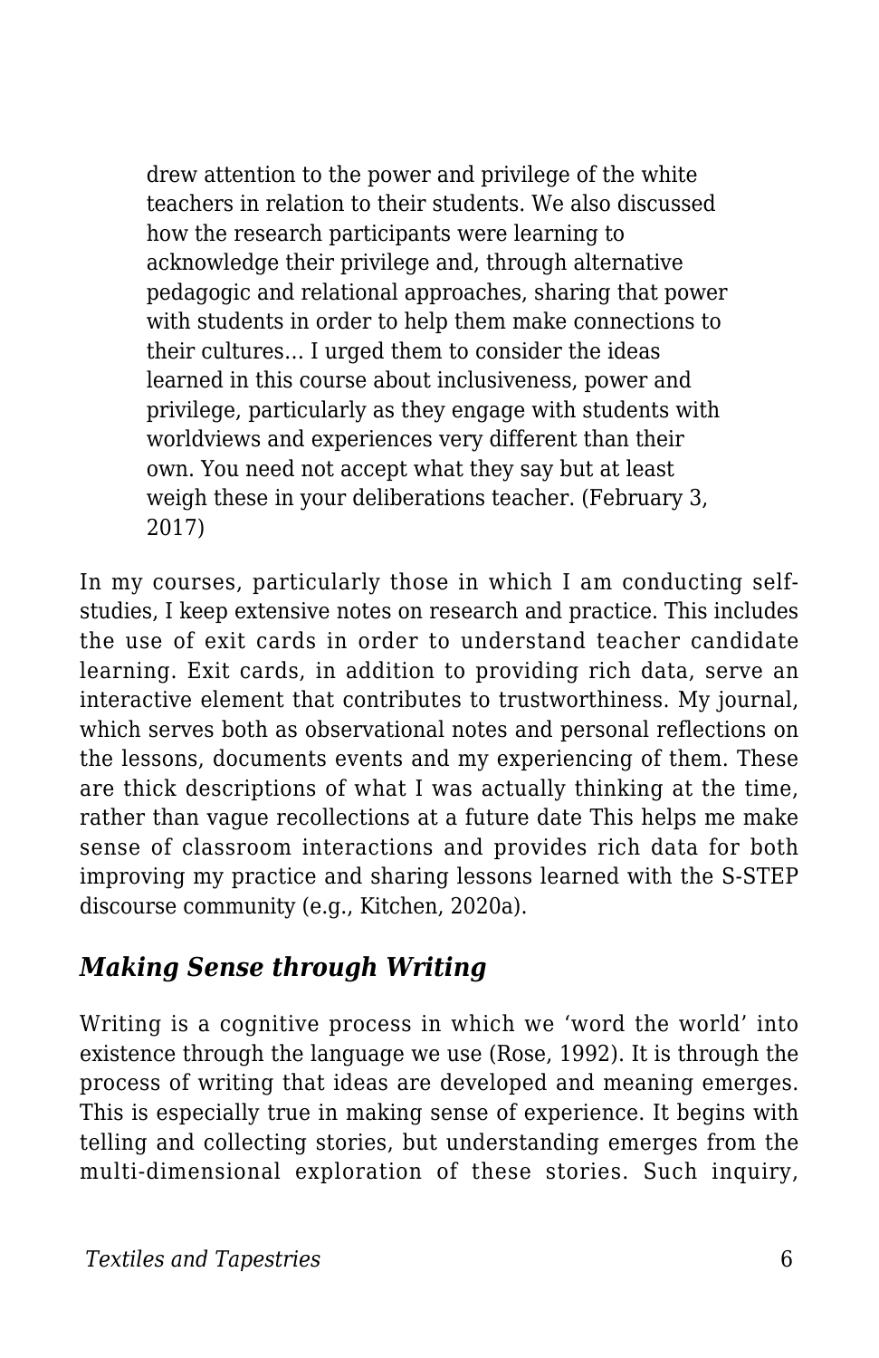> drew attention to the power and privilege of the white teachers in relation to their students. We also discussed how the research participants were learning to acknowledge their privilege and, through alternative pedagogic and relational approaches, sharing that power with students in order to help them make connections to their cultures… I urged them to consider the ideas learned in this course about inclusiveness, power and privilege, particularly as they engage with students with worldviews and experiences very different than their own. You need not accept what they say but at least weigh these in your deliberations teacher. (February 3, 2017)

In my courses, particularly those in which I am conducting self-studies, I keep extensive notes on research and practice. This includes the use of exit cards in order to understand teacher candidate learning. Exit cards, in addition to providing rich data, serve an interactive element that contributes to trustworthiness. My journal, which serves both as observational notes and personal reflections on the lessons, documents events and my experiencing of them. These are thick descriptions of what I was actually thinking at the time, rather than vague recollections at a future date This helps me make sense of classroom interactions and provides rich data for both improving my practice and sharing lessons learned with the S-STEP discourse community (e.g., Kitchen, 2020a).

### *Making Sense through Writing*

Writing is a cognitive process in which we 'word the world' into existence through the language we use (Rose, 1992). It is through the process of writing that ideas are developed and meaning emerges. This is especially true in making sense of experience. It begins with telling and collecting stories, but understanding emerges from the multi-dimensional exploration of these stories. Such inquiry,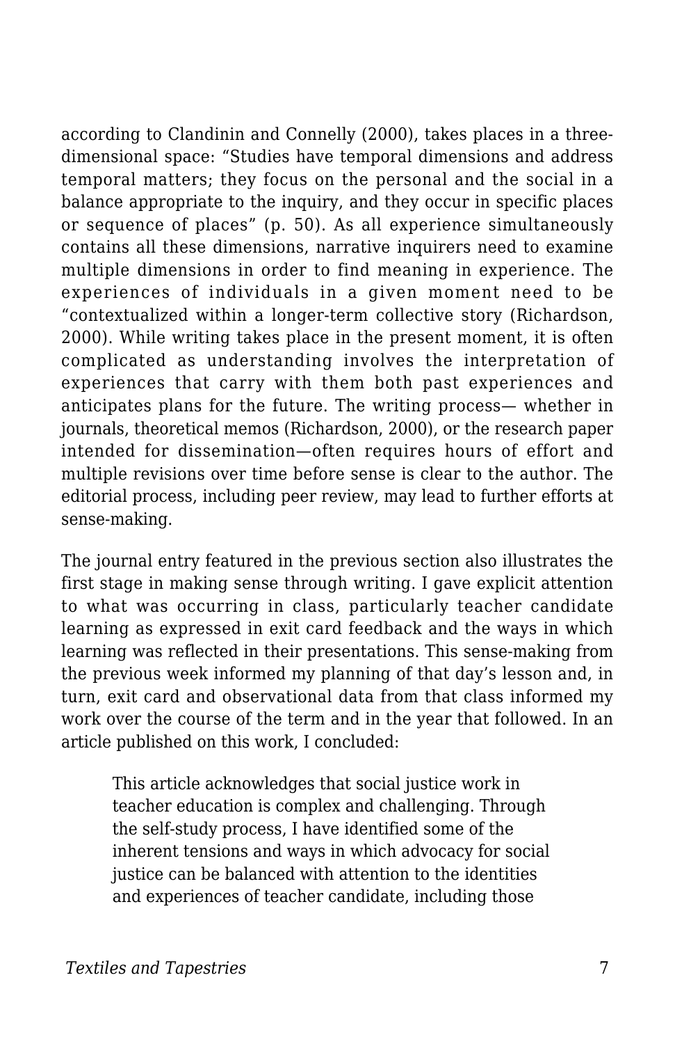according to Clandinin and Connelly (2000), takes places in a three-dimensional space: “Studies have temporal dimensions and address temporal matters; they focus on the personal and the social in a balance appropriate to the inquiry, and they occur in specific places or sequence of places” (p. 50). As all experience simultaneously contains all these dimensions, narrative inquirers need to examine multiple dimensions in order to find meaning in experience. The experiences of individuals in a given moment need to be “contextualized within a longer-term collective story (Richardson, 2000). While writing takes place in the present moment, it is often complicated as understanding involves the interpretation of experiences that carry with them both past experiences and anticipates plans for the future. The writing process— whether in journals, theoretical memos (Richardson, 2000), or the research paper intended for dissemination—often requires hours of effort and multiple revisions over time before sense is clear to the author. The editorial process, including peer review, may lead to further efforts at sense-making.

The journal entry featured in the previous section also illustrates the first stage in making sense through writing. I gave explicit attention to what was occurring in class, particularly teacher candidate learning as expressed in exit card feedback and the ways in which learning was reflected in their presentations. This sense-making from the previous week informed my planning of that day’s lesson and, in turn, exit card and observational data from that class informed my work over the course of the term and in the year that followed. In an article published on this work, I concluded:

> This article acknowledges that social justice work in teacher education is complex and challenging. Through the self-study process, I have identified some of the inherent tensions and ways in which advocacy for social justice can be balanced with attention to the identities and experiences of teacher candidate, including those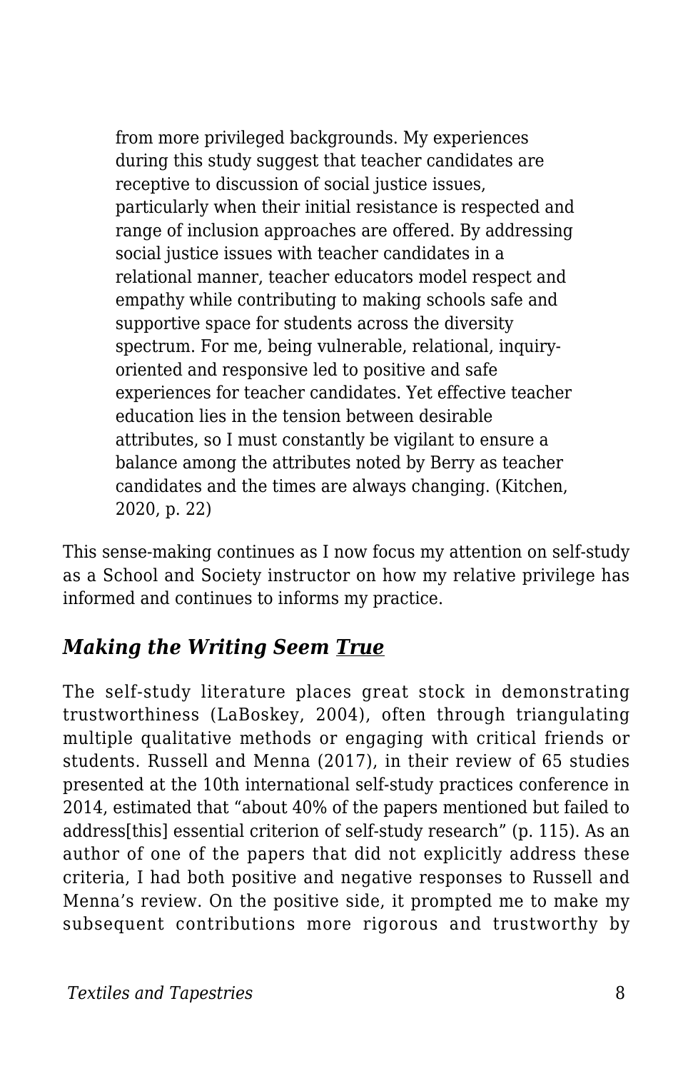> from more privileged backgrounds. My experiences during this study suggest that teacher candidates are receptive to discussion of social justice issues, particularly when their initial resistance is respected and range of inclusion approaches are offered. By addressing social justice issues with teacher candidates in a relational manner, teacher educators model respect and empathy while contributing to making schools safe and supportive space for students across the diversity spectrum. For me, being vulnerable, relational, inquiry-oriented and responsive led to positive and safe experiences for teacher candidates. Yet effective teacher education lies in the tension between desirable attributes, so I must constantly be vigilant to ensure a balance among the attributes noted by Berry as teacher candidates and the times are always changing. (Kitchen, 2020, p. 22)

This sense-making continues as I now focus my attention on self-study as a School and Society instructor on how my relative privilege has informed and continues to informs my practice.

### *Making the Writing Seem True*

The self-study literature places great stock in demonstrating trustworthiness (LaBoskey, 2004), often through triangulating multiple qualitative methods or engaging with critical friends or students. Russell and Menna (2017), in their review of 65 studies presented at the 10th international self-study practices conference in 2014, estimated that "about 40% of the papers mentioned but failed to address[this] essential criterion of self-study research" (p. 115). As an author of one of the papers that did not explicitly address these criteria, I had both positive and negative responses to Russell and Menna's review. On the positive side, it prompted me to make my subsequent contributions more rigorous and trustworthy by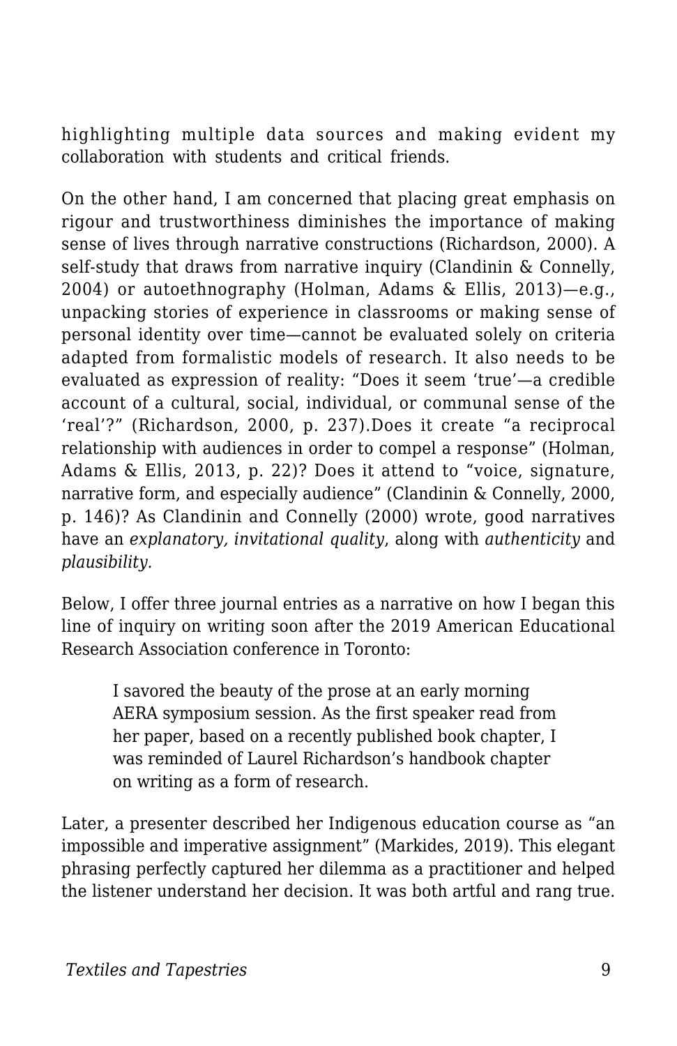highlighting multiple data sources and making evident my collaboration with students and critical friends.

On the other hand, I am concerned that placing great emphasis on rigour and trustworthiness diminishes the importance of making sense of lives through narrative constructions (Richardson, 2000). A self-study that draws from narrative inquiry (Clandinin & Connelly, 2004) or autoethnography (Holman, Adams & Ellis, 2013)—e.g., unpacking stories of experience in classrooms or making sense of personal identity over time—cannot be evaluated solely on criteria adapted from formalistic models of research. It also needs to be evaluated as expression of reality: "Does it seem 'true'—a credible account of a cultural, social, individual, or communal sense of the 'real'?" (Richardson, 2000, p. 237).Does it create "a reciprocal relationship with audiences in order to compel a response" (Holman, Adams & Ellis, 2013, p. 22)? Does it attend to "voice, signature, narrative form, and especially audience" (Clandinin & Connelly, 2000, p. 146)? As Clandinin and Connelly (2000) wrote, good narratives have an *explanatory, invitational quality*, along with *authenticity* and *plausibility.*

Below, I offer three journal entries as a narrative on how I began this line of inquiry on writing soon after the 2019 American Educational Research Association conference in Toronto:

> I savored the beauty of the prose at an early morning AERA symposium session. As the first speaker read from her paper, based on a recently published book chapter, I was reminded of Laurel Richardson's handbook chapter on writing as a form of research.

Later, a presenter described her Indigenous education course as "an impossible and imperative assignment" (Markides, 2019). This elegant phrasing perfectly captured her dilemma as a practitioner and helped the listener understand her decision. It was both artful and rang true.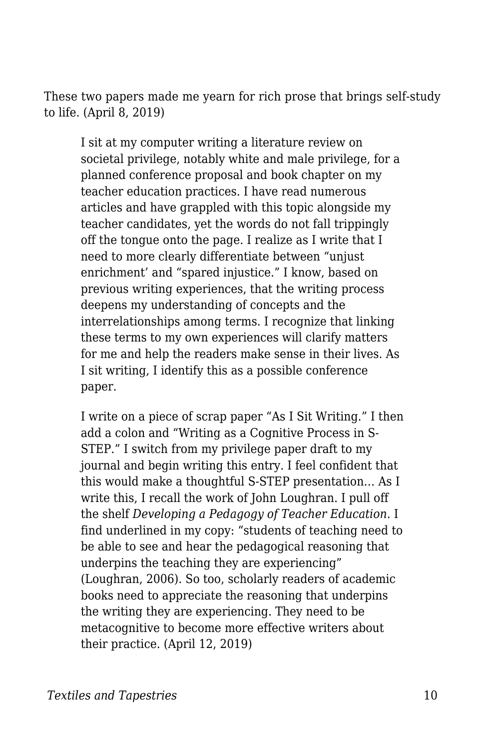These two papers made me yearn for rich prose that brings self-study to life. (April 8, 2019)

> I sit at my computer writing a literature review on societal privilege, notably white and male privilege, for a planned conference proposal and book chapter on my teacher education practices. I have read numerous articles and have grappled with this topic alongside my teacher candidates, yet the words do not fall trippingly off the tongue onto the page. I realize as I write that I need to more clearly differentiate between "unjust enrichment' and "spared injustice." I know, based on previous writing experiences, that the writing process deepens my understanding of concepts and the interrelationships among terms. I recognize that linking these terms to my own experiences will clarify matters for me and help the readers make sense in their lives. As I sit writing, I identify this as a possible conference paper.
>
> I write on a piece of scrap paper "As I Sit Writing." I then add a colon and "Writing as a Cognitive Process in S-STEP." I switch from my privilege paper draft to my journal and begin writing this entry. I feel confident that this would make a thoughtful S-STEP presentation… As I write this, I recall the work of John Loughran. I pull off the shelf *Developing a Pedagogy of Teacher Education*. I find underlined in my copy: "students of teaching need to be able to see and hear the pedagogical reasoning that underpins the teaching they are experiencing" (Loughran, 2006). So too, scholarly readers of academic books need to appreciate the reasoning that underpins the writing they are experiencing. They need to be metacognitive to become more effective writers about their practice. (April 12, 2019)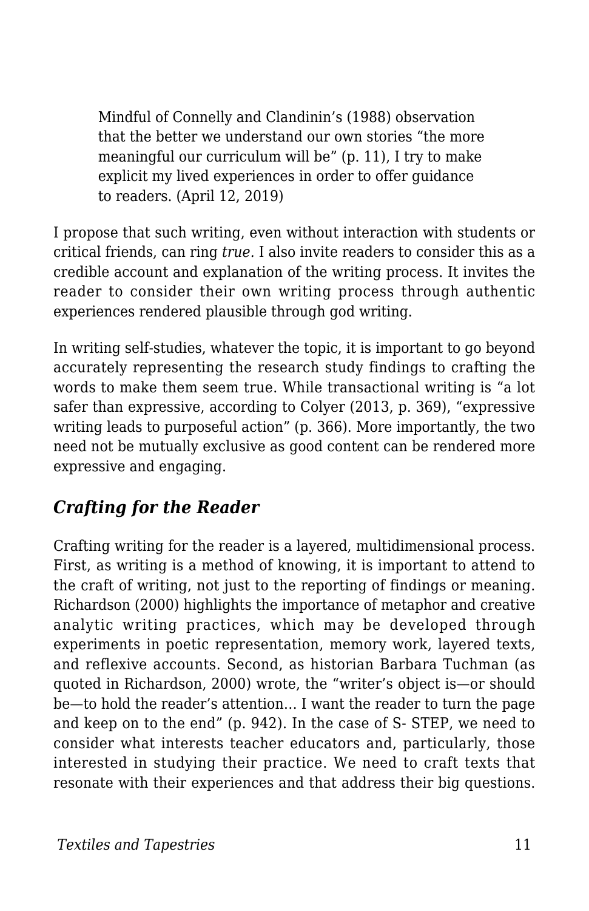> Mindful of Connelly and Clandinin's (1988) observation that the better we understand our own stories "the more meaningful our curriculum will be" (p. 11), I try to make explicit my lived experiences in order to offer guidance to readers. (April 12, 2019)

I propose that such writing, even without interaction with students or critical friends, can ring *true.* I also invite readers to consider this as a credible account and explanation of the writing process. It invites the reader to consider their own writing process through authentic experiences rendered plausible through god writing.

In writing self-studies, whatever the topic, it is important to go beyond accurately representing the research study findings to crafting the words to make them seem true. While transactional writing is "a lot safer than expressive, according to Colyer (2013, p. 369), "expressive writing leads to purposeful action" (p. 366). More importantly, the two need not be mutually exclusive as good content can be rendered more expressive and engaging.

### *Crafting for the Reader*

Crafting writing for the reader is a layered, multidimensional process. First, as writing is a method of knowing, it is important to attend to the craft of writing, not just to the reporting of findings or meaning. Richardson (2000) highlights the importance of metaphor and creative analytic writing practices, which may be developed through experiments in poetic representation, memory work, layered texts, and reflexive accounts. Second, as historian Barbara Tuchman (as quoted in Richardson, 2000) wrote, the "writer's object is—or should be—to hold the reader's attention… I want the reader to turn the page and keep on to the end" (p. 942). In the case of S- STEP, we need to consider what interests teacher educators and, particularly, those interested in studying their practice. We need to craft texts that resonate with their experiences and that address their big questions.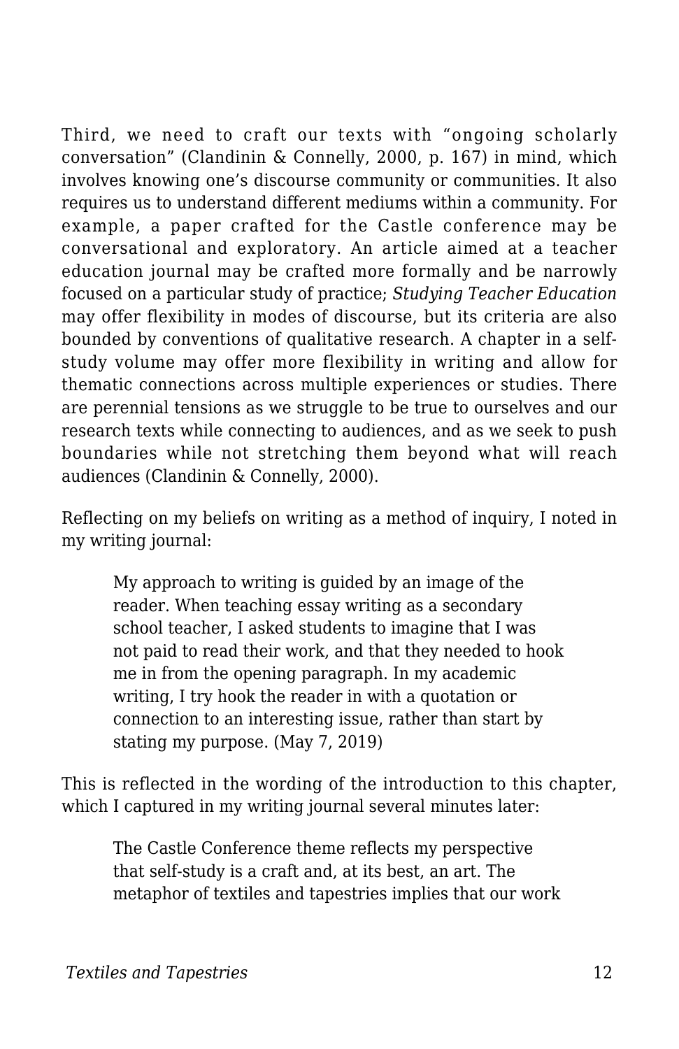Third, we need to craft our texts with "ongoing scholarly conversation" (Clandinin & Connelly, 2000, p. 167) in mind, which involves knowing one's discourse community or communities. It also requires us to understand different mediums within a community. For example, a paper crafted for the Castle conference may be conversational and exploratory. An article aimed at a teacher education journal may be crafted more formally and be narrowly focused on a particular study of practice; *Studying Teacher Education* may offer flexibility in modes of discourse, but its criteria are also bounded by conventions of qualitative research. A chapter in a self-study volume may offer more flexibility in writing and allow for thematic connections across multiple experiences or studies. There are perennial tensions as we struggle to be true to ourselves and our research texts while connecting to audiences, and as we seek to push boundaries while not stretching them beyond what will reach audiences (Clandinin & Connelly, 2000).

Reflecting on my beliefs on writing as a method of inquiry, I noted in my writing journal:

> My approach to writing is guided by an image of the reader. When teaching essay writing as a secondary school teacher, I asked students to imagine that I was not paid to read their work, and that they needed to hook me in from the opening paragraph. In my academic writing, I try hook the reader in with a quotation or connection to an interesting issue, rather than start by stating my purpose. (May 7, 2019)

This is reflected in the wording of the introduction to this chapter, which I captured in my writing journal several minutes later:

> The Castle Conference theme reflects my perspective that self-study is a craft and, at its best, an art. The metaphor of textiles and tapestries implies that our work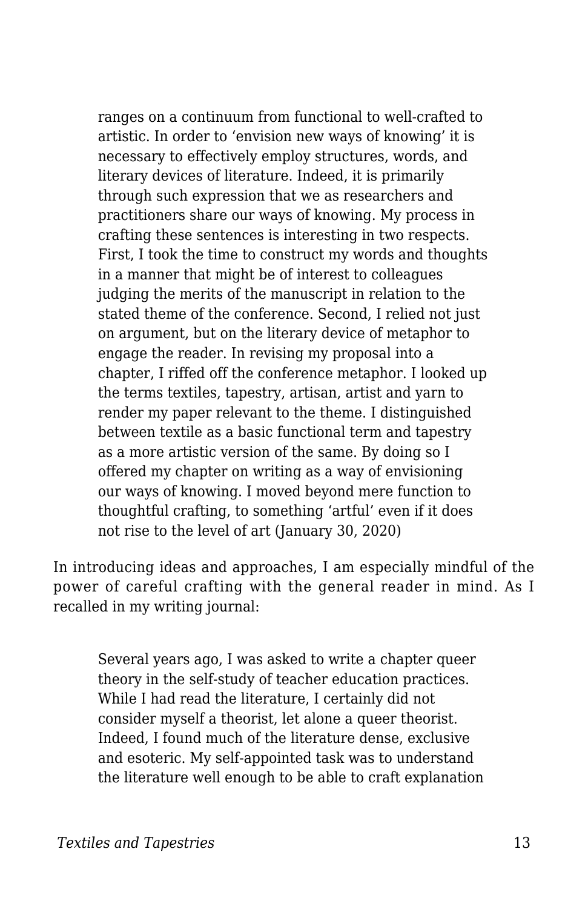> ranges on a continuum from functional to well-crafted to artistic. In order to 'envision new ways of knowing' it is necessary to effectively employ structures, words, and literary devices of literature. Indeed, it is primarily through such expression that we as researchers and practitioners share our ways of knowing. My process in crafting these sentences is interesting in two respects. First, I took the time to construct my words and thoughts in a manner that might be of interest to colleagues judging the merits of the manuscript in relation to the stated theme of the conference. Second, I relied not just on argument, but on the literary device of metaphor to engage the reader. In revising my proposal into a chapter, I riffed off the conference metaphor. I looked up the terms textiles, tapestry, artisan, artist and yarn to render my paper relevant to the theme. I distinguished between textile as a basic functional term and tapestry as a more artistic version of the same. By doing so I offered my chapter on writing as a way of envisioning our ways of knowing. I moved beyond mere function to thoughtful crafting, to something 'artful' even if it does not rise to the level of art (January 30, 2020)

In introducing ideas and approaches, I am especially mindful of the power of careful crafting with the general reader in mind. As I recalled in my writing journal:

> Several years ago, I was asked to write a chapter queer theory in the self-study of teacher education practices. While I had read the literature, I certainly did not consider myself a theorist, let alone a queer theorist. Indeed, I found much of the literature dense, exclusive and esoteric. My self-appointed task was to understand the literature well enough to be able to craft explanation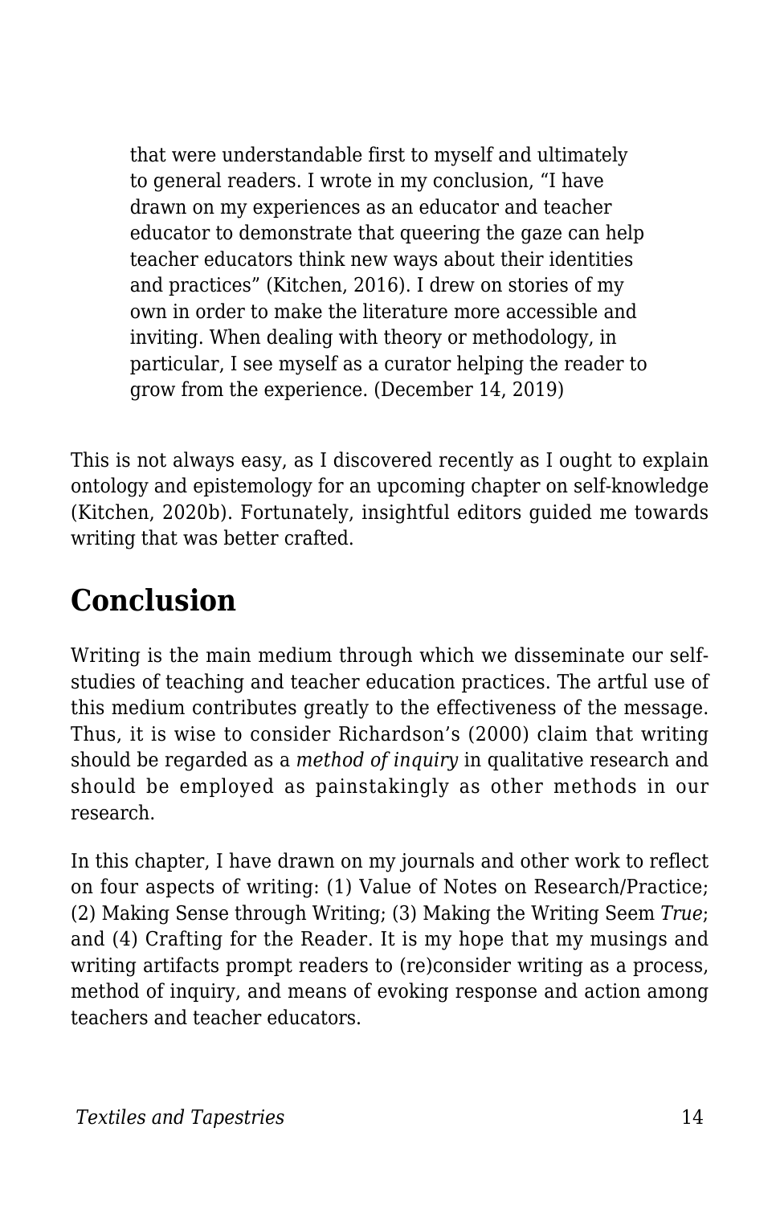> that were understandable first to myself and ultimately to general readers. I wrote in my conclusion, "I have drawn on my experiences as an educator and teacher educator to demonstrate that queering the gaze can help teacher educators think new ways about their identities and practices" (Kitchen, 2016). I drew on stories of my own in order to make the literature more accessible and inviting. When dealing with theory or methodology, in particular, I see myself as a curator helping the reader to grow from the experience. (December 14, 2019)

This is not always easy, as I discovered recently as I ought to explain ontology and epistemology for an upcoming chapter on self-knowledge (Kitchen, 2020b). Fortunately, insightful editors guided me towards writing that was better crafted.

## Conclusion

Writing is the main medium through which we disseminate our self-studies of teaching and teacher education practices. The artful use of this medium contributes greatly to the effectiveness of the message. Thus, it is wise to consider Richardson's (2000) claim that writing should be regarded as a *method of inquiry* in qualitative research and should be employed as painstakingly as other methods in our research.

In this chapter, I have drawn on my journals and other work to reflect on four aspects of writing: (1) Value of Notes on Research/Practice; (2) Making Sense through Writing; (3) Making the Writing Seem *True*; and (4) Crafting for the Reader. It is my hope that my musings and writing artifacts prompt readers to (re)consider writing as a process, method of inquiry, and means of evoking response and action among teachers and teacher educators.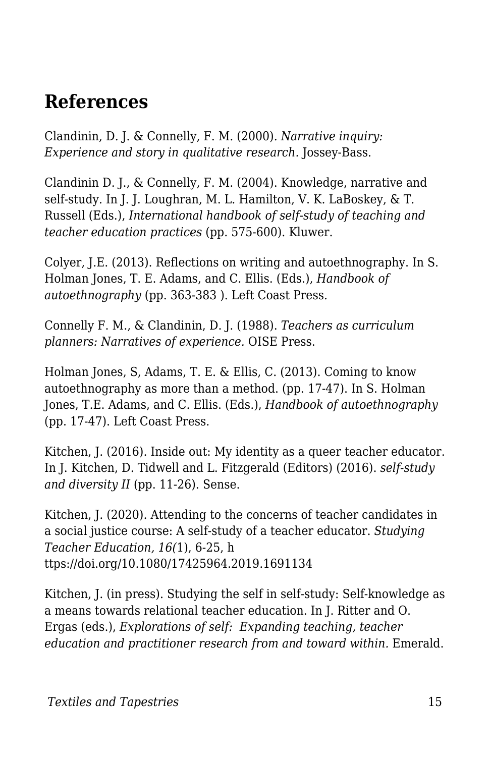## References

Clandinin, D. J. & Connelly, F. M. (2000). *Narrative inquiry: Experience and story in qualitative research.* Jossey-Bass.

Clandinin D. J., & Connelly, F. M. (2004). Knowledge, narrative and self-study. In J. J. Loughran, M. L. Hamilton, V. K. LaBoskey, & T. Russell (Eds.), *International handbook of self-study of teaching and teacher education practices* (pp. 575-600). Kluwer.

Colyer, J.E. (2013). Reflections on writing and autoethnography. In S. Holman Jones, T. E. Adams, and C. Ellis. (Eds.), *Handbook of autoethnography* (pp. 363-383 ). Left Coast Press.

Connelly F. M., & Clandinin, D. J. (1988). *Teachers as curriculum planners: Narratives of experience.* OISE Press.

Holman Jones, S, Adams, T. E. & Ellis, C. (2013). Coming to know autoethnography as more than a method. (pp. 17-47). In S. Holman Jones, T.E. Adams, and C. Ellis. (Eds.), *Handbook of autoethnography* (pp. 17-47). Left Coast Press.

Kitchen, J. (2016). Inside out: My identity as a queer teacher educator. In J. Kitchen, D. Tidwell and L. Fitzgerald (Editors) (2016). *self-study and diversity II* (pp. 11-26). Sense.

Kitchen, J. (2020). Attending to the concerns of teacher candidates in a social justice course: A self-study of a teacher educator. *Studying Teacher Education, 16(*1), 6-25, h ttps://doi.org/10.1080/17425964.2019.1691134

Kitchen, J. (in press). Studying the self in self-study: Self-knowledge as a means towards relational teacher education. In J. Ritter and O. Ergas (eds.), *Explorations of self: Expanding teaching, teacher education and practitioner research from and toward within.* Emerald.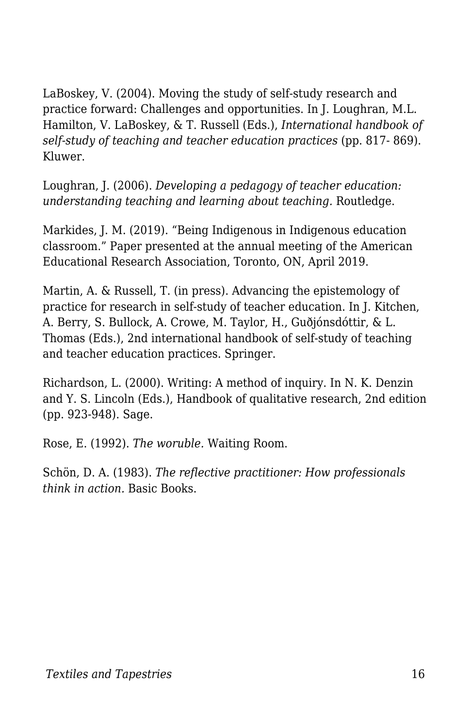LaBoskey, V. (2004). Moving the study of self-study research and practice forward: Challenges and opportunities. In J. Loughran, M.L. Hamilton, V. LaBoskey, & T. Russell (Eds.), *International handbook of self-study of teaching and teacher education practices* (pp. 817- 869). Kluwer.

Loughran, J. (2006). *Developing a pedagogy of teacher education: understanding teaching and learning about teaching.* Routledge.

Markides, J. M. (2019). "Being Indigenous in Indigenous education classroom." Paper presented at the annual meeting of the American Educational Research Association, Toronto, ON, April 2019.

Martin, A. & Russell, T. (in press). Advancing the epistemology of practice for research in self-study of teacher education. In J. Kitchen, A. Berry, S. Bullock, A. Crowe, M. Taylor, H., Guðjónsdóttir, & L. Thomas (Eds.), 2nd international handbook of self-study of teaching and teacher education practices. Springer.

Richardson, L. (2000). Writing: A method of inquiry. In N. K. Denzin and Y. S. Lincoln (Eds.), Handbook of qualitative research, 2nd edition (pp. 923-948). Sage.

Rose, E. (1992). *The woruble.* Waiting Room.

Schön, D. A. (1983). *The reflective practitioner: How professionals think in action.* Basic Books.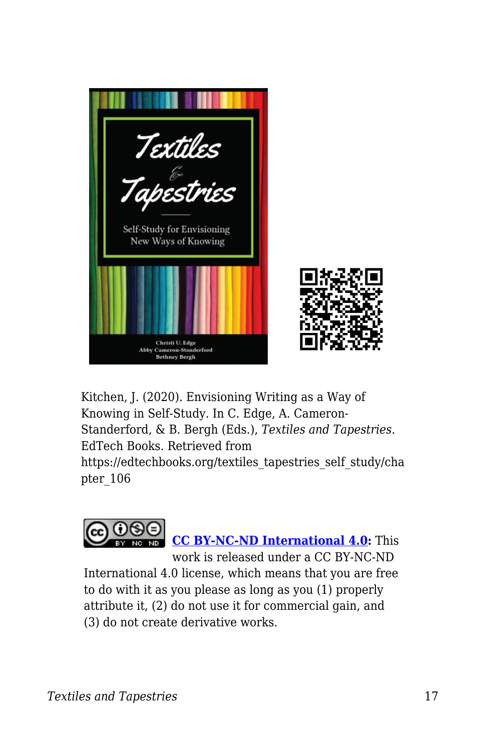Kitchen, J. (2020). Envisioning Writing as a Way of Knowing in Self-Study. In C. Edge, A. Cameron-Standerford, & B. Bergh (Eds.), *Textiles and Tapestries*. EdTech Books. Retrieved from https://edtechbooks.org/textiles_tapestries_self_study/chapter_106

**CC BY-NC-ND International 4.0:** This work is released under a CC BY-NC-ND International 4.0 license, which means that you are free to do with it as you please as long as you (1) properly attribute it, (2) do not use it for commercial gain, and (3) do not create derivative works.